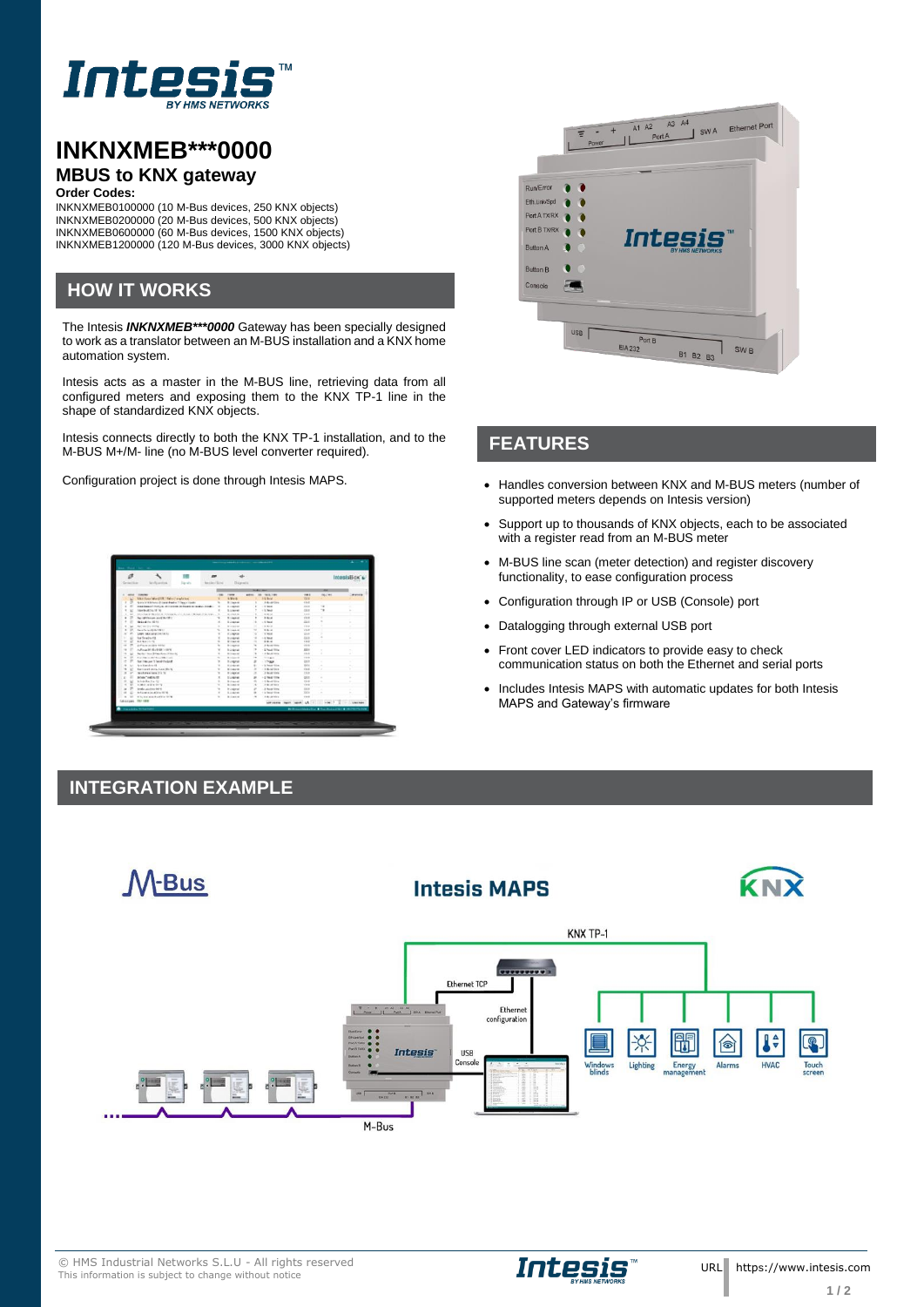# INKNXMEB***0000

## MBUS to KNX gateway

**Order Codes:**

INKNXMEB0100000 (10 M-Bus devices, 250 KNX objects)
INKNXMEB0200000 (20 M-Bus devices, 500 KNX objects)
INKNXMEB0600000 (60 M-Bus devices, 1500 KNX objects)
INKNXMEB1200000 (120 M-Bus devices, 3000 KNX objects)

## HOW IT WORKS

The Intesis ***INKNXMEB\*\*\*0000*** Gateway has been specially designed to work as a translator between an M-BUS installation and a KNX home automation system.

Intesis acts as a master in the M-BUS line, retrieving data from all configured meters and exposing them to the KNX TP-1 line in the shape of standardized KNX objects.

Intesis connects directly to both the KNX TP-1 installation, and to the M-BUS M+/M- line (no M-BUS level converter required).

Configuration project is done through Intesis MAPS.

## FEATURES

- Handles conversion between KNX and M-BUS meters (number of supported meters depends on Intesis version)
- Support up to thousands of KNX objects, each to be associated with a register read from an M-BUS meter
- M-BUS line scan (meter detection) and register discovery functionality, to ease configuration process
- Configuration through IP or USB (Console) port
- Datalogging through external USB port
- Front cover LED indicators to provide easy to check communication status on both the Ethernet and serial ports
- Includes Intesis MAPS with automatic updates for both Intesis MAPS and Gateway's firmware

## INTEGRATION EXAMPLE

© HMS Industrial Networks S.L.U - All rights reserved
This information is subject to change without notice

URL https://www.intesis.com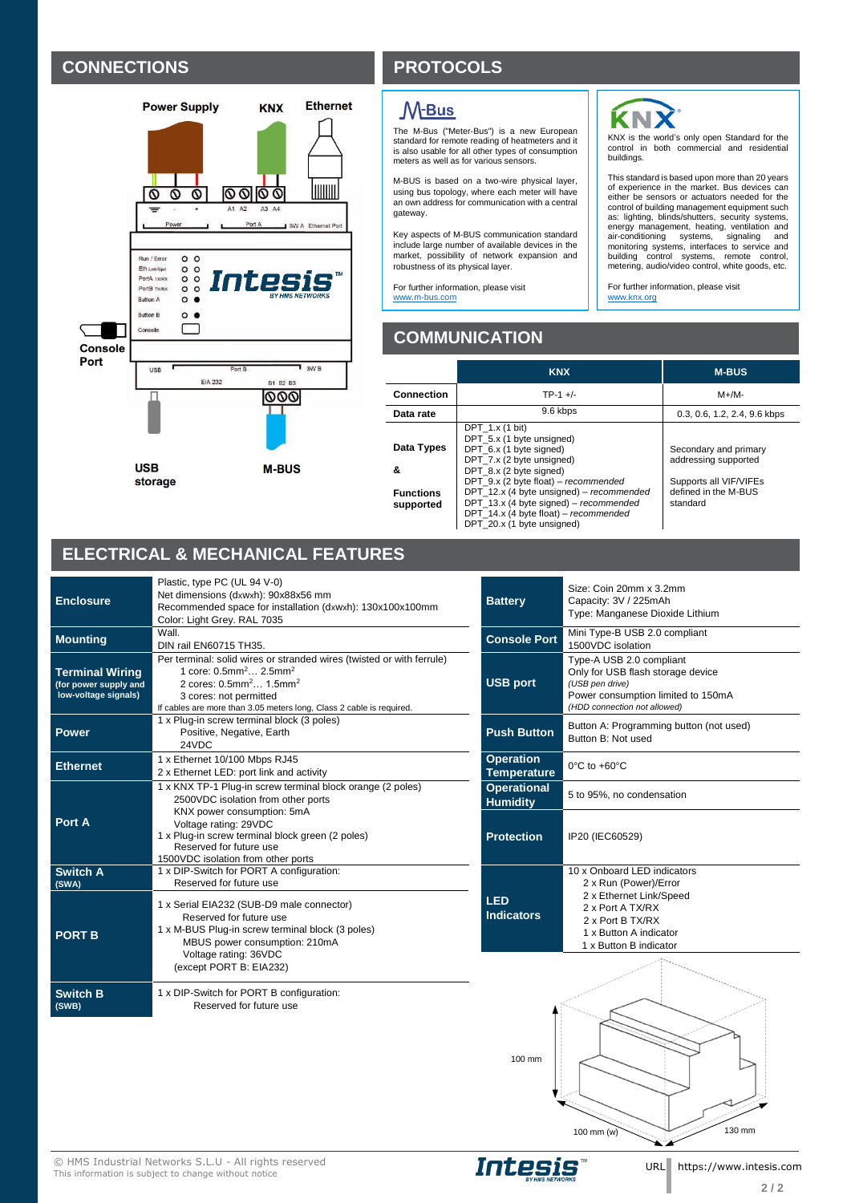## CONNECTIONS

Power Supply

KNX

Ethernet

Console Port

USB storage

M-BUS

## PROTOCOLS

### M-Bus

The M-Bus ("Meter-Bus") is a new European standard for remote reading of heatmeters and it is also usable for all other types of consumption meters as well as for various sensors.

M-BUS is based on a two-wire physical layer, using bus topology, where each meter will have an own address for communication with a central gateway.

Key aspects of M-BUS communication standard include large number of available devices in the market, possibility of network expansion and robustness of its physical layer.

For further information, please visit www.m-bus.com

### KNX

KNX is the world's only open Standard for the control in both commercial and residential buildings.

This standard is based upon more than 20 years of experience in the market. Bus devices can either be sensors or actuators needed for the control of building management equipment such as: lighting, blinds/shutters, security systems, energy management, heating, ventilation and air-conditioning systems, signaling and monitoring systems, interfaces to service and building control systems, remote control, metering, audio/video control, white goods, etc.

For further information, please visit www.knx.org

## COMMUNICATION

| | KNX | M-BUS |
|---|---|---|
| Connection | TP-1 +/- | M+/M- |
| Data rate | 9.6 kbps | 0.3, 0.6, 1.2, 2.4, 9.6 kbps |
| Data Types & Functions supported | DPT_1.x (1 bit)<br>DPT_5.x (1 byte unsigned)<br>DPT_6.x (1 byte signed)<br>DPT_7.x (2 byte unsigned)<br>DPT_8.x (2 byte signed)<br>DPT_9.x (2 byte float) – *recommended*<br>DPT_12.x (4 byte unsigned) – *recommended*<br>DPT_13.x (4 byte signed) – *recommended*<br>DPT_14.x (4 byte float) – *recommended*<br>DPT_20.x (1 byte unsigned) | Secondary and primary addressing supported<br><br>Supports all VIF/VIFEs defined in the M-BUS standard |

## ELECTRICAL & MECHANICAL FEATURES

| | |
|---|---|
| **Enclosure** | Plastic, type PC (UL 94 V-0)<br>Net dimensions (dxwxh): 90x88x56 mm<br>Recommended space for installation (dxwxh): 130x100x100mm<br>Color: Light Grey. RAL 7035 |
| **Mounting** | Wall.<br>DIN rail EN60715 TH35. |
| **Terminal Wiring** (for power supply and low-voltage signals) | Per terminal: solid wires or stranded wires (twisted or with ferrule)<br>1 core: 0.5mm$^2$… 2.5mm$^2$<br>2 cores: 0.5mm$^2$… 1.5mm$^2$<br>3 cores: not permitted<br>If cables are more than 3.05 meters long, Class 2 cable is required. |
| **Power** | 1 x Plug-in screw terminal block (3 poles)<br>Positive, Negative, Earth<br>24VDC |
| **Ethernet** | 1 x Ethernet 10/100 Mbps RJ45<br>2 x Ethernet LED: port link and activity |
| **Port A** | 1 x KNX TP-1 Plug-in screw terminal block orange (2 poles)<br>2500VDC isolation from other ports<br>KNX power consumption: 5mA<br>Voltage rating: 29VDC<br>1 x Plug-in screw terminal block green (2 poles)<br>Reserved for future use<br>1500VDC isolation from other ports |
| **Switch A** (SWA) | 1 x DIP-Switch for PORT A configuration:<br>Reserved for future use |
| **PORT B** | 1 x Serial EIA232 (SUB-D9 male connector)<br>Reserved for future use<br>1 x M-BUS Plug-in screw terminal block (3 poles)<br>MBUS power consumption: 210mA<br>Voltage rating: 36VDC<br>(except PORT B: EIA232) |
| **Switch B** (SWB) | 1 x DIP-Switch for PORT B configuration:<br>Reserved for future use |

| | |
|---|---|
| **Battery** | Size: Coin 20mm x 3.2mm<br>Capacity: 3V / 225mAh<br>Type: Manganese Dioxide Lithium |
| **Console Port** | Mini Type-B USB 2.0 compliant<br>1500VDC isolation |
| **USB port** | Type-A USB 2.0 compliant<br>Only for USB flash storage device<br>*(USB pen drive)*<br>Power consumption limited to 150mA<br>*(HDD connection not allowed)* |
| **Push Button** | Button A: Programming button (not used)<br>Button B: Not used |
| **Operation Temperature** | 0°C to +60°C |
| **Operational Humidity** | 5 to 95%, no condensation |
| **Protection** | IP20 (IEC60529) |
| **LED Indicators** | 10 x Onboard LED indicators<br>2 x Run (Power)/Error<br>2 x Ethernet Link/Speed<br>2 x Port A TX/RX<br>2 x Port B TX/RX<br>1 x Button A indicator<br>1 x Button B indicator |

100 mm

100 mm (w)

130 mm

© HMS Industrial Networks S.L.U - All rights reserved
This information is subject to change without notice

URL https://www.intesis.com